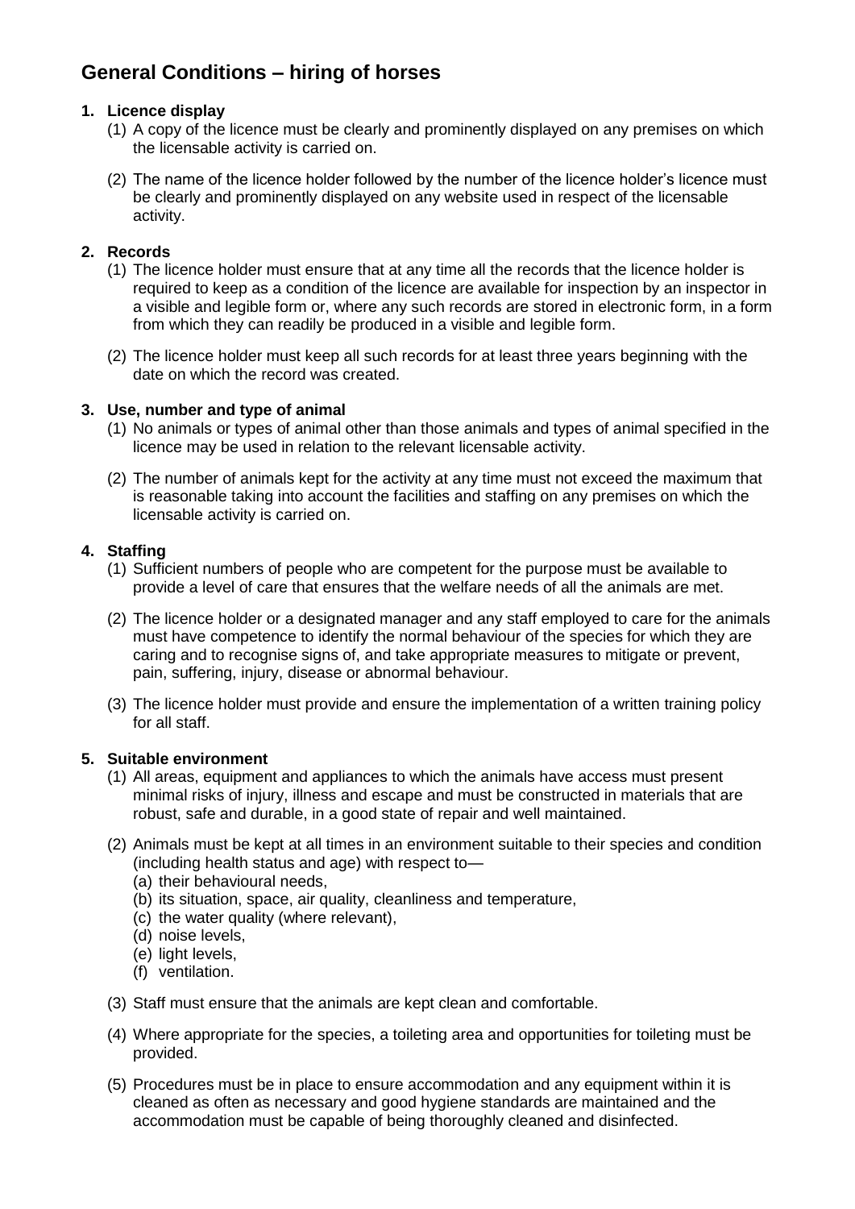# General Conditions – hiring of horses

**1. Licence display**

(1) A copy of the licence must be clearly and prominently displayed on any premises on which the licensable activity is carried on.

(2) The name of the licence holder followed by the number of the licence holder's licence must be clearly and prominently displayed on any website used in respect of the licensable activity.

**2. Records**

(1) The licence holder must ensure that at any time all the records that the licence holder is required to keep as a condition of the licence are available for inspection by an inspector in a visible and legible form or, where any such records are stored in electronic form, in a form from which they can readily be produced in a visible and legible form.

(2) The licence holder must keep all such records for at least three years beginning with the date on which the record was created.

**3. Use, number and type of animal**

(1) No animals or types of animal other than those animals and types of animal specified in the licence may be used in relation to the relevant licensable activity.

(2) The number of animals kept for the activity at any time must not exceed the maximum that is reasonable taking into account the facilities and staffing on any premises on which the licensable activity is carried on.

**4. Staffing**

(1) Sufficient numbers of people who are competent for the purpose must be available to provide a level of care that ensures that the welfare needs of all the animals are met.

(2) The licence holder or a designated manager and any staff employed to care for the animals must have competence to identify the normal behaviour of the species for which they are caring and to recognise signs of, and take appropriate measures to mitigate or prevent, pain, suffering, injury, disease or abnormal behaviour.

(3) The licence holder must provide and ensure the implementation of a written training policy for all staff.

**5. Suitable environment**

(1) All areas, equipment and appliances to which the animals have access must present minimal risks of injury, illness and escape and must be constructed in materials that are robust, safe and durable, in a good state of repair and well maintained.

(2) Animals must be kept at all times in an environment suitable to their species and condition (including health status and age) with respect to—

(a) their behavioural needs,
(b) its situation, space, air quality, cleanliness and temperature,
(c) the water quality (where relevant),
(d) noise levels,
(e) light levels,
(f) ventilation.

(3) Staff must ensure that the animals are kept clean and comfortable.

(4) Where appropriate for the species, a toileting area and opportunities for toileting must be provided.

(5) Procedures must be in place to ensure accommodation and any equipment within it is cleaned as often as necessary and good hygiene standards are maintained and the accommodation must be capable of being thoroughly cleaned and disinfected.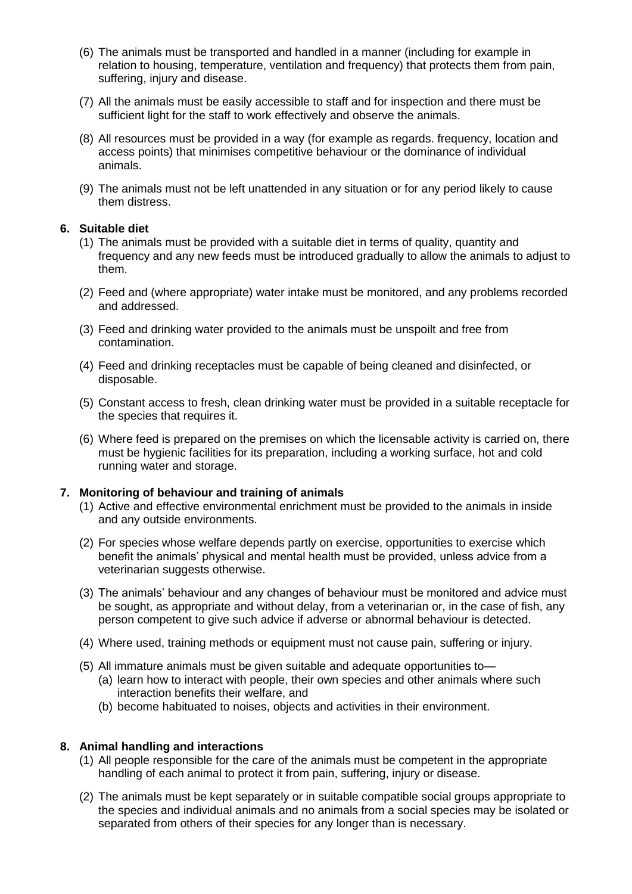(6) The animals must be transported and handled in a manner (including for example in relation to housing, temperature, ventilation and frequency) that protects them from pain, suffering, injury and disease.

(7) All the animals must be easily accessible to staff and for inspection and there must be sufficient light for the staff to work effectively and observe the animals.

(8) All resources must be provided in a way (for example as regards. frequency, location and access points) that minimises competitive behaviour or the dominance of individual animals.

(9) The animals must not be left unattended in any situation or for any period likely to cause them distress.

**6. Suitable diet**

(1) The animals must be provided with a suitable diet in terms of quality, quantity and frequency and any new feeds must be introduced gradually to allow the animals to adjust to them.

(2) Feed and (where appropriate) water intake must be monitored, and any problems recorded and addressed.

(3) Feed and drinking water provided to the animals must be unspoilt and free from contamination.

(4) Feed and drinking receptacles must be capable of being cleaned and disinfected, or disposable.

(5) Constant access to fresh, clean drinking water must be provided in a suitable receptacle for the species that requires it.

(6) Where feed is prepared on the premises on which the licensable activity is carried on, there must be hygienic facilities for its preparation, including a working surface, hot and cold running water and storage.

**7. Monitoring of behaviour and training of animals**

(1) Active and effective environmental enrichment must be provided to the animals in inside and any outside environments.

(2) For species whose welfare depends partly on exercise, opportunities to exercise which benefit the animals' physical and mental health must be provided, unless advice from a veterinarian suggests otherwise.

(3) The animals' behaviour and any changes of behaviour must be monitored and advice must be sought, as appropriate and without delay, from a veterinarian or, in the case of fish, any person competent to give such advice if adverse or abnormal behaviour is detected.

(4) Where used, training methods or equipment must not cause pain, suffering or injury.

(5) All immature animals must be given suitable and adequate opportunities to—
   (a) learn how to interact with people, their own species and other animals where such interaction benefits their welfare, and
   (b) become habituated to noises, objects and activities in their environment.

**8. Animal handling and interactions**

(1) All people responsible for the care of the animals must be competent in the appropriate handling of each animal to protect it from pain, suffering, injury or disease.

(2) The animals must be kept separately or in suitable compatible social groups appropriate to the species and individual animals and no animals from a social species may be isolated or separated from others of their species for any longer than is necessary.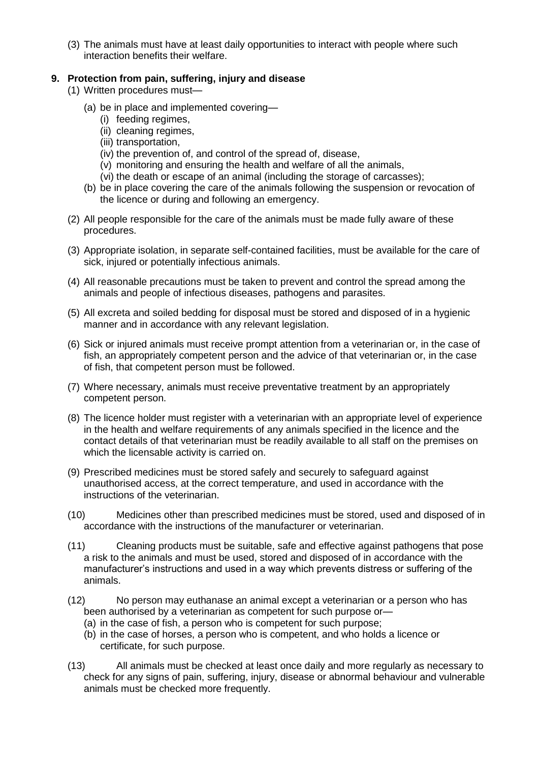(3) The animals must have at least daily opportunities to interact with people where such interaction benefits their welfare.

## 9. Protection from pain, suffering, injury and disease

(1) Written procedures must—

- (a) be in place and implemented covering—
  - (i) feeding regimes,
  - (ii) cleaning regimes,
  - (iii) transportation,
  - (iv) the prevention of, and control of the spread of, disease,
  - (v) monitoring and ensuring the health and welfare of all the animals,
  - (vi) the death or escape of an animal (including the storage of carcasses);
- (b) be in place covering the care of the animals following the suspension or revocation of the licence or during and following an emergency.

(2) All people responsible for the care of the animals must be made fully aware of these procedures.

(3) Appropriate isolation, in separate self-contained facilities, must be available for the care of sick, injured or potentially infectious animals.

(4) All reasonable precautions must be taken to prevent and control the spread among the animals and people of infectious diseases, pathogens and parasites.

(5) All excreta and soiled bedding for disposal must be stored and disposed of in a hygienic manner and in accordance with any relevant legislation.

(6) Sick or injured animals must receive prompt attention from a veterinarian or, in the case of fish, an appropriately competent person and the advice of that veterinarian or, in the case of fish, that competent person must be followed.

(7) Where necessary, animals must receive preventative treatment by an appropriately competent person.

(8) The licence holder must register with a veterinarian with an appropriate level of experience in the health and welfare requirements of any animals specified in the licence and the contact details of that veterinarian must be readily available to all staff on the premises on which the licensable activity is carried on.

(9) Prescribed medicines must be stored safely and securely to safeguard against unauthorised access, at the correct temperature, and used in accordance with the instructions of the veterinarian.

(10) Medicines other than prescribed medicines must be stored, used and disposed of in accordance with the instructions of the manufacturer or veterinarian.

(11) Cleaning products must be suitable, safe and effective against pathogens that pose a risk to the animals and must be used, stored and disposed of in accordance with the manufacturer's instructions and used in a way which prevents distress or suffering of the animals.

(12) No person may euthanase an animal except a veterinarian or a person who has been authorised by a veterinarian as competent for such purpose or—

- (a) in the case of fish, a person who is competent for such purpose;
- (b) in the case of horses, a person who is competent, and who holds a licence or certificate, for such purpose.

(13) All animals must be checked at least once daily and more regularly as necessary to check for any signs of pain, suffering, injury, disease or abnormal behaviour and vulnerable animals must be checked more frequently.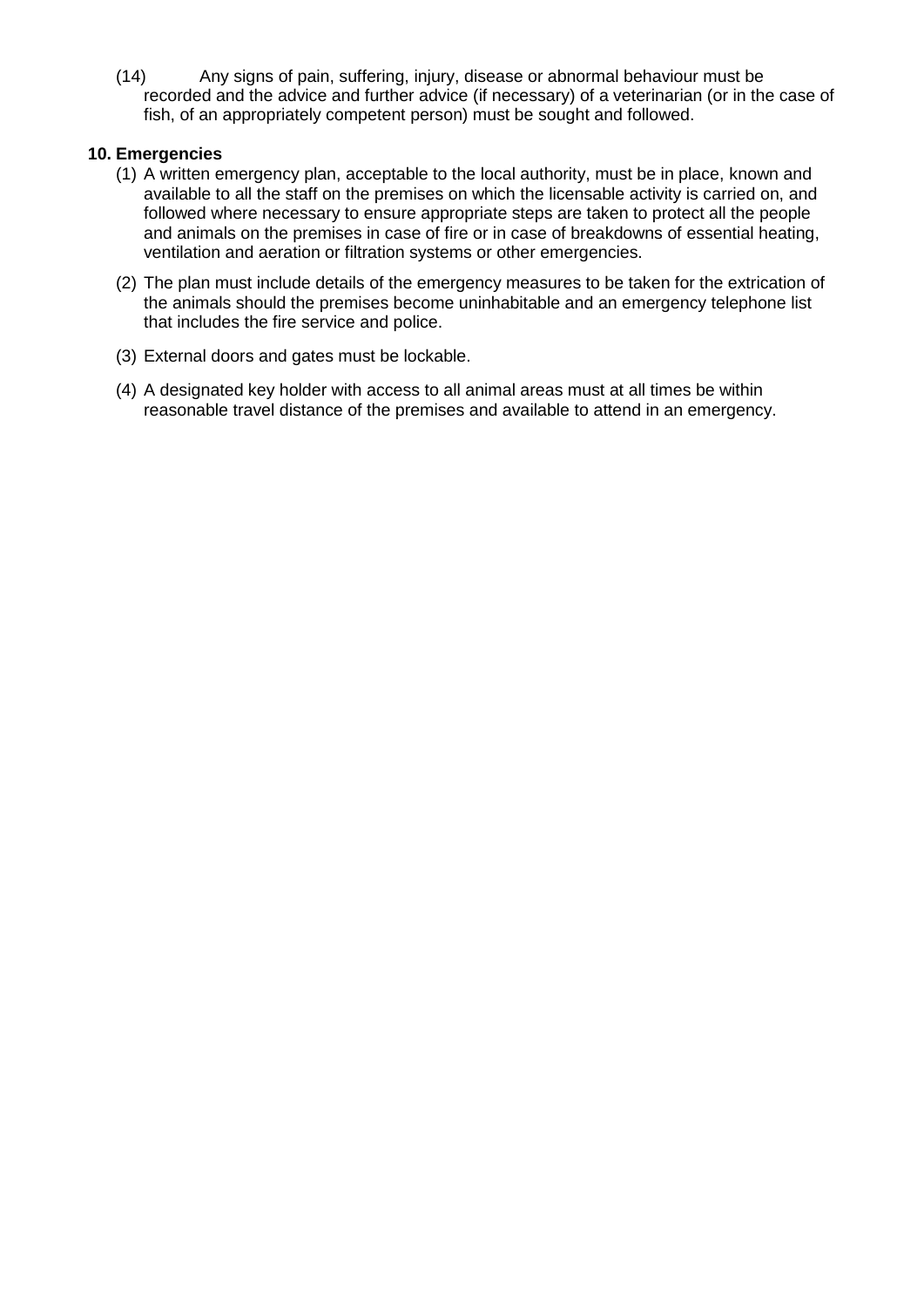(14) Any signs of pain, suffering, injury, disease or abnormal behaviour must be recorded and the advice and further advice (if necessary) of a veterinarian (or in the case of fish, of an appropriately competent person) must be sought and followed.

**10. Emergencies**

(1) A written emergency plan, acceptable to the local authority, must be in place, known and available to all the staff on the premises on which the licensable activity is carried on, and followed where necessary to ensure appropriate steps are taken to protect all the people and animals on the premises in case of fire or in case of breakdowns of essential heating, ventilation and aeration or filtration systems or other emergencies.

(2) The plan must include details of the emergency measures to be taken for the extrication of the animals should the premises become uninhabitable and an emergency telephone list that includes the fire service and police.

(3) External doors and gates must be lockable.

(4) A designated key holder with access to all animal areas must at all times be within reasonable travel distance of the premises and available to attend in an emergency.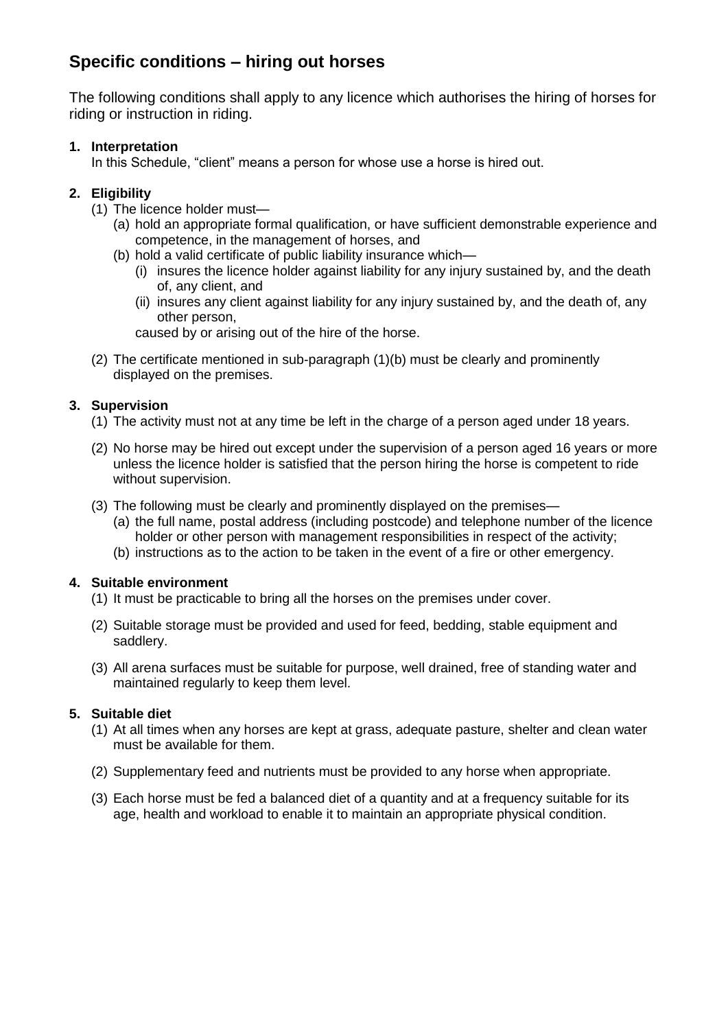## Specific conditions – hiring out horses

The following conditions shall apply to any licence which authorises the hiring of horses for riding or instruction in riding.

1. **Interpretation**

   In this Schedule, “client” means a person for whose use a horse is hired out.

2. **Eligibility**

   (1) The licence holder must—

   (a) hold an appropriate formal qualification, or have sufficient demonstrable experience and competence, in the management of horses, and

   (b) hold a valid certificate of public liability insurance which—

   (i) insures the licence holder against liability for any injury sustained by, and the death of, any client, and

   (ii) insures any client against liability for any injury sustained by, and the death of, any other person,

   caused by or arising out of the hire of the horse.

   (2) The certificate mentioned in sub-paragraph (1)(b) must be clearly and prominently displayed on the premises.

3. **Supervision**

   (1) The activity must not at any time be left in the charge of a person aged under 18 years.

   (2) No horse may be hired out except under the supervision of a person aged 16 years or more unless the licence holder is satisfied that the person hiring the horse is competent to ride without supervision.

   (3) The following must be clearly and prominently displayed on the premises—

   (a) the full name, postal address (including postcode) and telephone number of the licence holder or other person with management responsibilities in respect of the activity;

   (b) instructions as to the action to be taken in the event of a fire or other emergency.

4. **Suitable environment**

   (1) It must be practicable to bring all the horses on the premises under cover.

   (2) Suitable storage must be provided and used for feed, bedding, stable equipment and saddlery.

   (3) All arena surfaces must be suitable for purpose, well drained, free of standing water and maintained regularly to keep them level.

5. **Suitable diet**

   (1) At all times when any horses are kept at grass, adequate pasture, shelter and clean water must be available for them.

   (2) Supplementary feed and nutrients must be provided to any horse when appropriate.

   (3) Each horse must be fed a balanced diet of a quantity and at a frequency suitable for its age, health and workload to enable it to maintain an appropriate physical condition.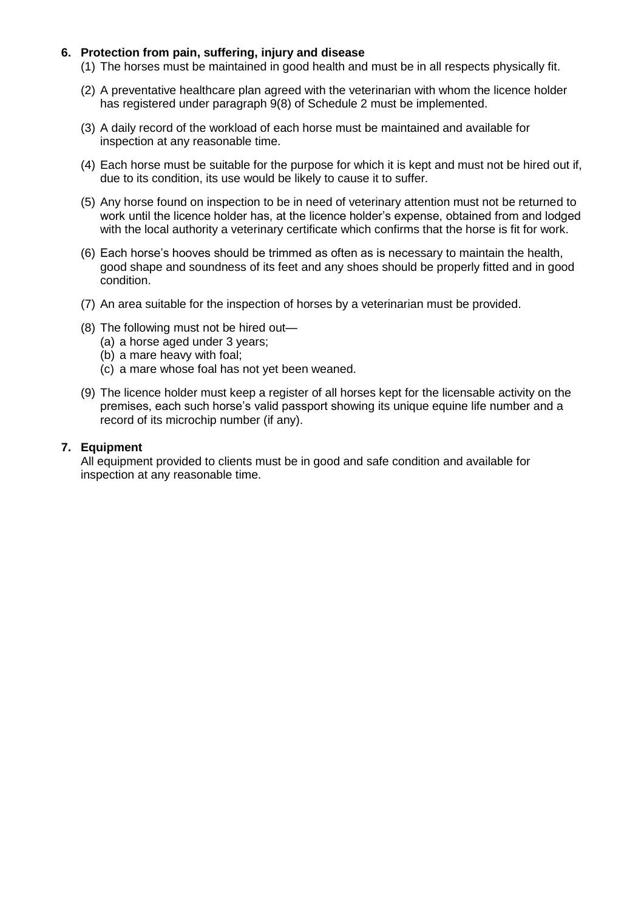**6. Protection from pain, suffering, injury and disease**

(1) The horses must be maintained in good health and must be in all respects physically fit.

(2) A preventative healthcare plan agreed with the veterinarian with whom the licence holder has registered under paragraph 9(8) of Schedule 2 must be implemented.

(3) A daily record of the workload of each horse must be maintained and available for inspection at any reasonable time.

(4) Each horse must be suitable for the purpose for which it is kept and must not be hired out if, due to its condition, its use would be likely to cause it to suffer.

(5) Any horse found on inspection to be in need of veterinary attention must not be returned to work until the licence holder has, at the licence holder's expense, obtained from and lodged with the local authority a veterinary certificate which confirms that the horse is fit for work.

(6) Each horse's hooves should be trimmed as often as is necessary to maintain the health, good shape and soundness of its feet and any shoes should be properly fitted and in good condition.

(7) An area suitable for the inspection of horses by a veterinarian must be provided.

(8) The following must not be hired out—
   (a) a horse aged under 3 years;
   (b) a mare heavy with foal;
   (c) a mare whose foal has not yet been weaned.

(9) The licence holder must keep a register of all horses kept for the licensable activity on the premises, each such horse's valid passport showing its unique equine life number and a record of its microchip number (if any).

**7. Equipment**

All equipment provided to clients must be in good and safe condition and available for inspection at any reasonable time.